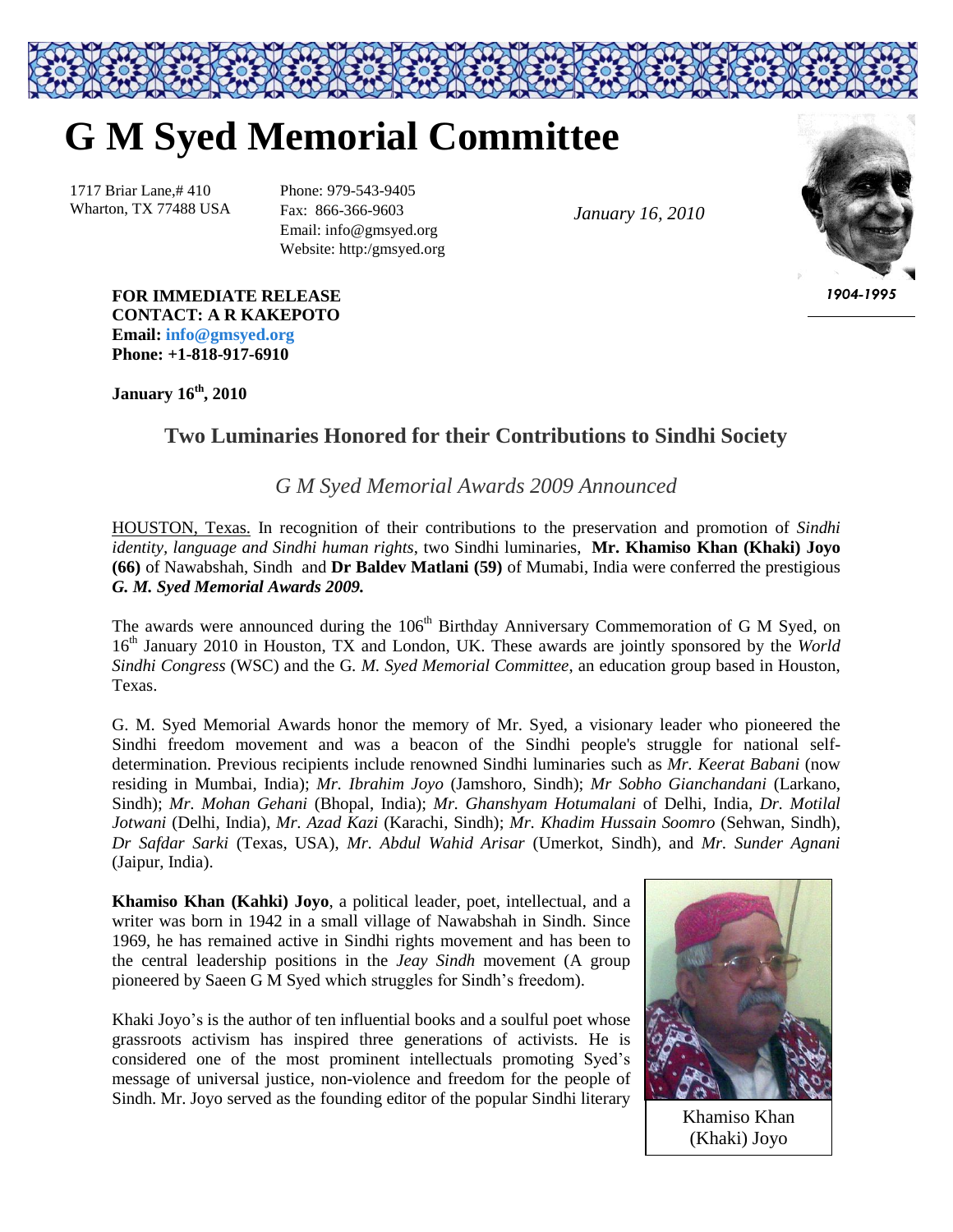# G M Syed Memorial Committee

1717 Briar Lane,# 410
Wharton, TX 77488 USA

Phone: 979-543-9405
Fax: 866-366-9603
Email: info@gmsyed.org
Website: http:/gmsyed.org

*January 16, 2010*

*1904-1995*

**FOR IMMEDIATE RELEASE**
**CONTACT: A R KAKEPOTO**
**Email: info@gmsyed.org**
**Phone: +1-818-917-6910**

**January 16th, 2010**

## Two Luminaries Honored for their Contributions to Sindhi Society

### *G M Syed Memorial Awards 2009 Announced*

HOUSTON, Texas. In recognition of their contributions to the preservation and promotion of *Sindhi identity, language and Sindhi human rights*, two Sindhi luminaries, **Mr. Khamiso Khan (Khaki) Joyo (66)** of Nawabshah, Sindh and **Dr Baldev Matlani (59)** of Mumabi, India were conferred the prestigious ***G. M. Syed Memorial Awards 2009.***

The awards were announced during the 106th Birthday Anniversary Commemoration of G M Syed, on 16th January 2010 in Houston, TX and London, UK. These awards are jointly sponsored by the *World Sindhi Congress* (WSC) and the G*. M. Syed Memorial Committee*, an education group based in Houston, Texas.

G. M. Syed Memorial Awards honor the memory of Mr. Syed, a visionary leader who pioneered the Sindhi freedom movement and was a beacon of the Sindhi people's struggle for national self-determination. Previous recipients include renowned Sindhi luminaries such as *Mr. Keerat Babani* (now residing in Mumbai, India); *Mr. Ibrahim Joyo* (Jamshoro, Sindh); *Mr Sobho Gianchandani* (Larkano, Sindh); *Mr. Mohan Gehani* (Bhopal, India); *Mr. Ghanshyam Hotumalani* of Delhi, India, *Dr. Motilal Jotwani* (Delhi, India), *Mr. Azad Kazi* (Karachi, Sindh); *Mr. Khadim Hussain Soomro* (Sehwan, Sindh), *Dr Safdar Sarki* (Texas, USA), *Mr. Abdul Wahid Arisar* (Umerkot, Sindh), and *Mr. Sunder Agnani* (Jaipur, India).

**Khamiso Khan (Kahki) Joyo**, a political leader, poet, intellectual, and a writer was born in 1942 in a small village of Nawabshah in Sindh. Since 1969, he has remained active in Sindhi rights movement and has been to the central leadership positions in the *Jeay Sindh* movement (A group pioneered by Saeen G M Syed which struggles for Sindh's freedom).

Khaki Joyo's is the author of ten influential books and a soulful poet whose grassroots activism has inspired three generations of activists. He is considered one of the most prominent intellectuals promoting Syed's message of universal justice, non-violence and freedom for the people of Sindh. Mr. Joyo served as the founding editor of the popular Sindhi literary

Khamiso Khan (Khaki) Joyo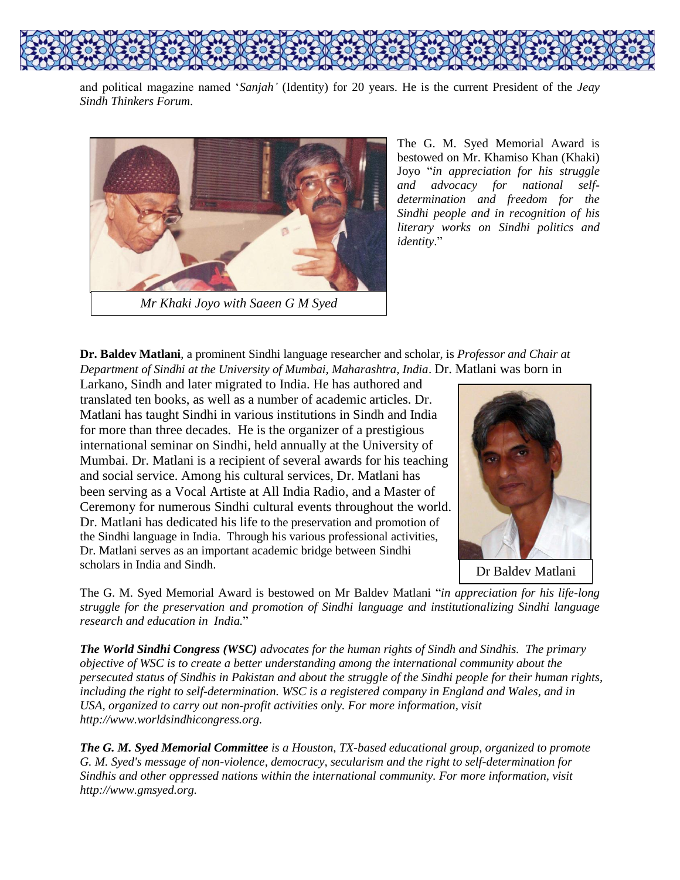and political magazine named '*Sanjah'* (Identity) for 20 years. He is the current President of the *Jeay Sindh Thinkers Forum*.

*Mr Khaki Joyo with Saeen G M Syed*

The G. M. Syed Memorial Award is bestowed on Mr. Khamiso Khan (Khaki) Joyo "*in appreciation for his struggle and advocacy for national self-determination and freedom for the Sindhi people and in recognition of his literary works on Sindhi politics and identity*."

**Dr. Baldev Matlani**, a prominent Sindhi language researcher and scholar, is *Professor and Chair at Department of Sindhi at the University of Mumbai, Maharashtra, India*. Dr. Matlani was born in Larkano, Sindh and later migrated to India. He has authored and translated ten books, as well as a number of academic articles. Dr. Matlani has taught Sindhi in various institutions in Sindh and India for more than three decades. He is the organizer of a prestigious international seminar on Sindhi, held annually at the University of Mumbai. Dr. Matlani is a recipient of several awards for his teaching and social service. Among his cultural services, Dr. Matlani has been serving as a Vocal Artiste at All India Radio, and a Master of Ceremony for numerous Sindhi cultural events throughout the world. Dr. Matlani has dedicated his life to the preservation and promotion of the Sindhi language in India. Through his various professional activities, Dr. Matlani serves as an important academic bridge between Sindhi scholars in India and Sindh.

Dr Baldev Matlani

The G. M. Syed Memorial Award is bestowed on Mr Baldev Matlani "*in appreciation for his life-long struggle for the preservation and promotion of Sindhi language and institutionalizing Sindhi language research and education in India.*"

***The World Sindhi Congress (WSC)*** *advocates for the human rights of Sindh and Sindhis. The primary objective of WSC is to create a better understanding among the international community about the persecuted status of Sindhis in Pakistan and about the struggle of the Sindhi people for their human rights, including the right to self-determination. WSC is a registered company in England and Wales, and in USA, organized to carry out non-profit activities only. For more information, visit http://www.worldsindhicongress.org.*

***The G. M. Syed Memorial Committee*** *is a Houston, TX-based educational group, organized to promote G. M. Syed's message of non-violence, democracy, secularism and the right to self-determination for Sindhis and other oppressed nations within the international community. For more information, visit http://www.gmsyed.org.*